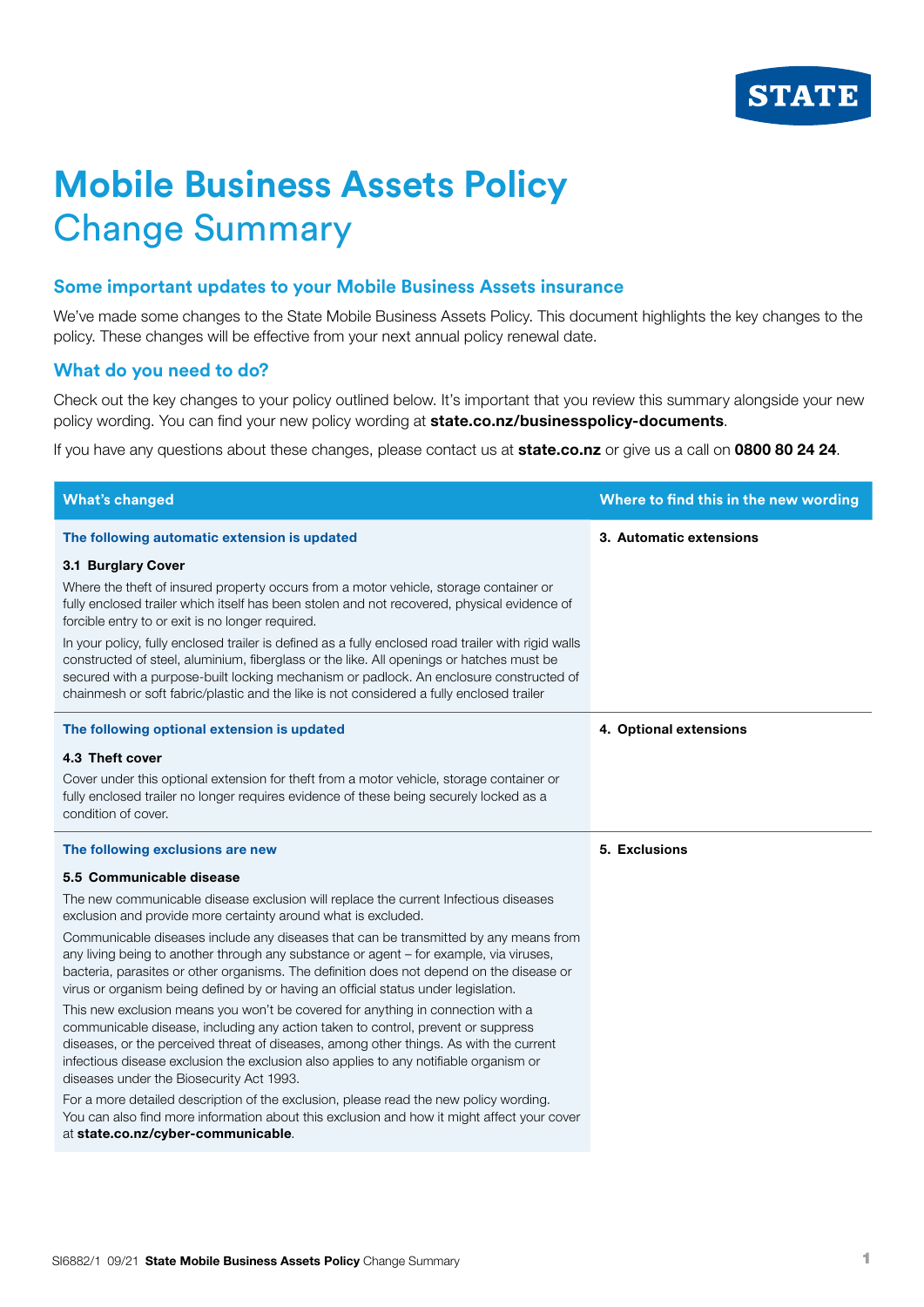STATE

# Mobile Business Assets Policy
## Change Summary

### Some important updates to your Mobile Business Assets insurance

We've made some changes to the State Mobile Business Assets Policy. This document highlights the key changes to the policy. These changes will be effective from your next annual policy renewal date.

### What do you need to do?

Check out the key changes to your policy outlined below. It's important that you review this summary alongside your new policy wording. You can find your new policy wording at **state.co.nz/businesspolicy-documents**.

If you have any questions about these changes, please contact us at **state.co.nz** or give us a call on **0800 80 24 24**.

| What's changed | Where to find this in the new wording |
|---|---|
| **The following automatic extension is updated**<br><br>**3.1 Burglary Cover**<br><br>Where the theft of insured property occurs from a motor vehicle, storage container or fully enclosed trailer which itself has been stolen and not recovered, physical evidence of forcible entry to or exit is no longer required.<br><br>In your policy, fully enclosed trailer is defined as a fully enclosed road trailer with rigid walls constructed of steel, aluminium, fiberglass or the like. All openings or hatches must be secured with a purpose-built locking mechanism or padlock. An enclosure constructed of chainmesh or soft fabric/plastic and the like is not considered a fully enclosed trailer | **3. Automatic extensions** |
| **The following optional extension is updated**<br><br>**4.3 Theft cover**<br><br>Cover under this optional extension for theft from a motor vehicle, storage container or fully enclosed trailer no longer requires evidence of these being securely locked as a condition of cover. | **4. Optional extensions** |
| **The following exclusions are new**<br><br>**5.5 Communicable disease**<br><br>The new communicable disease exclusion will replace the current Infectious diseases exclusion and provide more certainty around what is excluded.<br><br>Communicable diseases include any diseases that can be transmitted by any means from any living being to another through any substance or agent – for example, via viruses, bacteria, parasites or other organisms. The definition does not depend on the disease or virus or organism being defined by or having an official status under legislation.<br><br>This new exclusion means you won't be covered for anything in connection with a communicable disease, including any action taken to control, prevent or suppress diseases, or the perceived threat of diseases, among other things. As with the current infectious disease exclusion the exclusion also applies to any notifiable organism or diseases under the Biosecurity Act 1993.<br><br>For a more detailed description of the exclusion, please read the new policy wording. You can also find more information about this exclusion and how it might affect your cover at **state.co.nz/cyber-communicable**. | **5. Exclusions** |

SI6882/1 09/21 **State Mobile Business Assets Policy** Change Summary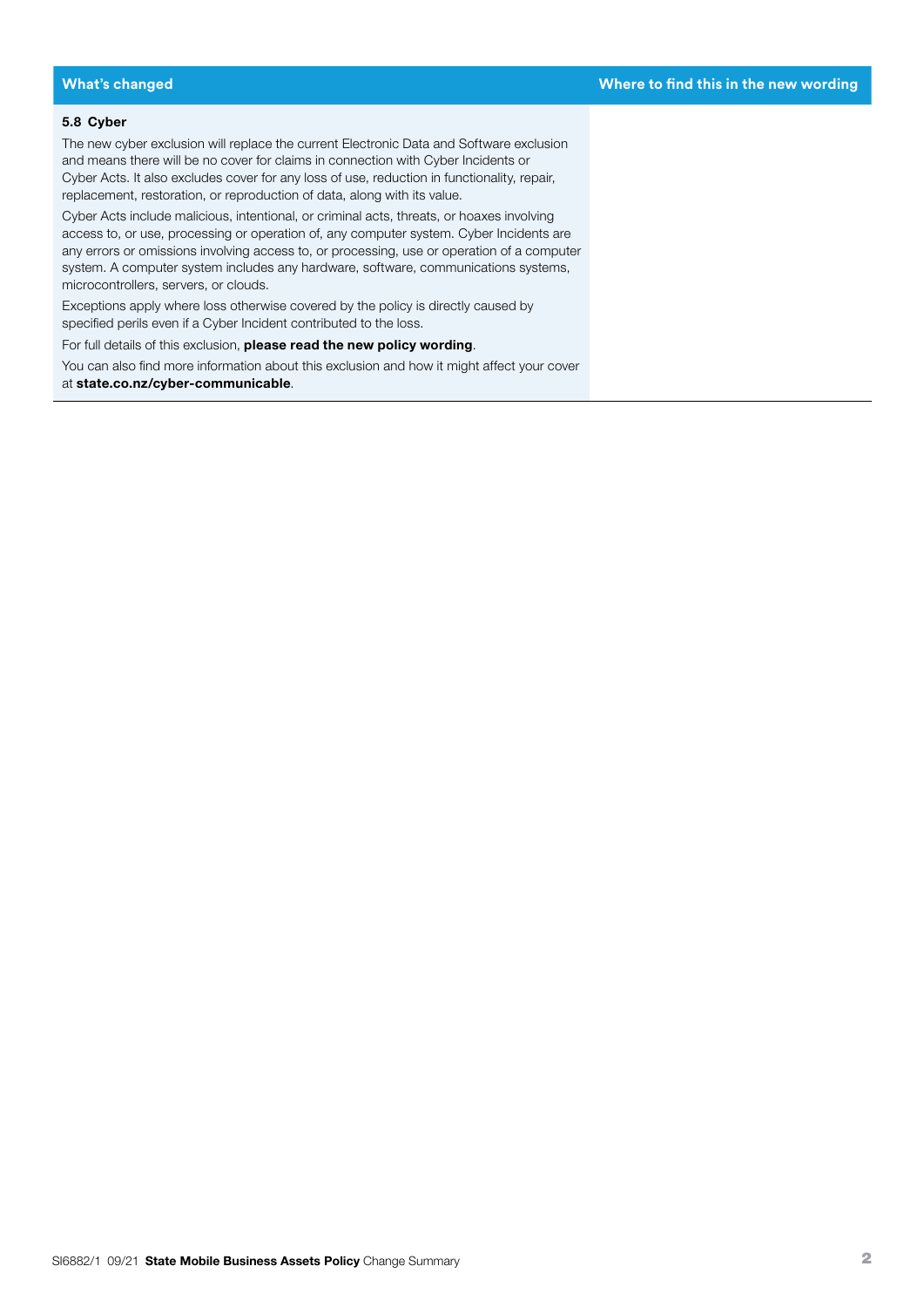| What's changed | Where to find this in the new wording |
|---|---|
| **5.8 Cyber**<br>The new cyber exclusion will replace the current Electronic Data and Software exclusion and means there will be no cover for claims in connection with Cyber Incidents or Cyber Acts. It also excludes cover for any loss of use, reduction in functionality, repair, replacement, restoration, or reproduction of data, along with its value.<br>Cyber Acts include malicious, intentional, or criminal acts, threats, or hoaxes involving access to, or use, processing or operation of, any computer system. Cyber Incidents are any errors or omissions involving access to, or processing, use or operation of a computer system. A computer system includes any hardware, software, communications systems, microcontrollers, servers, or clouds.<br>Exceptions apply where loss otherwise covered by the policy is directly caused by specified perils even if a Cyber Incident contributed to the loss.<br>For full details of this exclusion, **please read the new policy wording**.<br>You can also find more information about this exclusion and how it might affect your cover at **state.co.nz/cyber-communicable**. | |